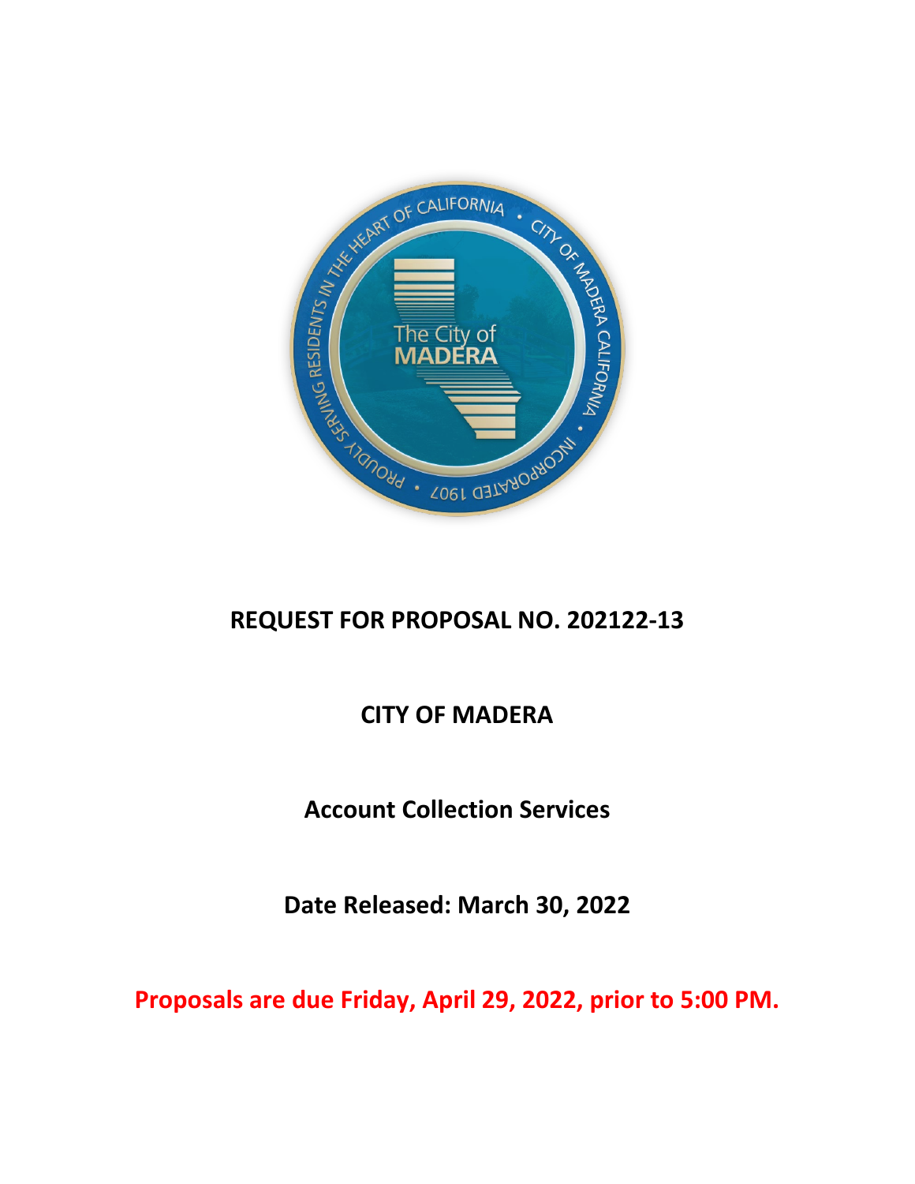# REQUEST FOR PROPOSAL NO. 202122-13

## CITY OF MADERA

## Account Collection Services

## Date Released: March 30, 2022

**Proposals are due Friday, April 29, 2022, prior to 5:00 PM.**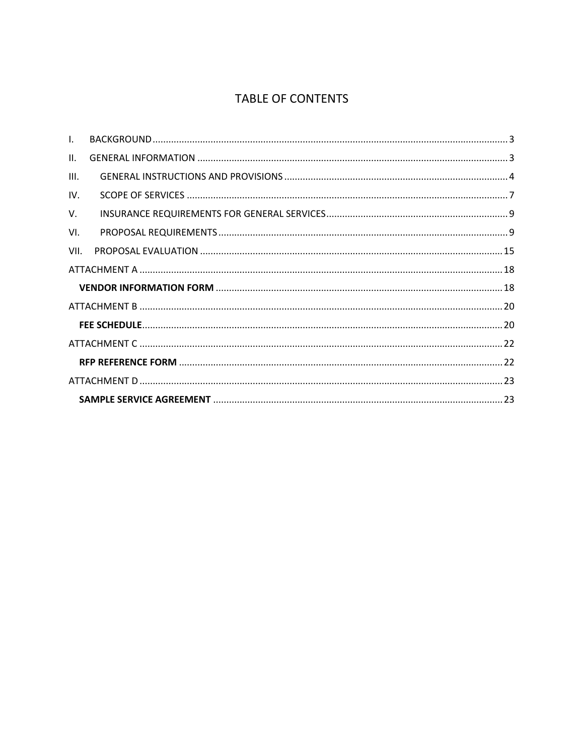# TABLE OF CONTENTS

I. BACKGROUND ..... 3

II. GENERAL INFORMATION ..... 3

III. GENERAL INSTRUCTIONS AND PROVISIONS ..... 4

IV. SCOPE OF SERVICES ..... 7

V. INSURANCE REQUIREMENTS FOR GENERAL SERVICES ..... 9

VI. PROPOSAL REQUIREMENTS ..... 9

VII. PROPOSAL EVALUATION ..... 15

ATTACHMENT A ..... 18

**VENDOR INFORMATION FORM** ..... 18

ATTACHMENT B ..... 20

**FEE SCHEDULE** ..... 20

ATTACHMENT C ..... 22

**RFP REFERENCE FORM** ..... 22

ATTACHMENT D ..... 23

**SAMPLE SERVICE AGREEMENT** ..... 23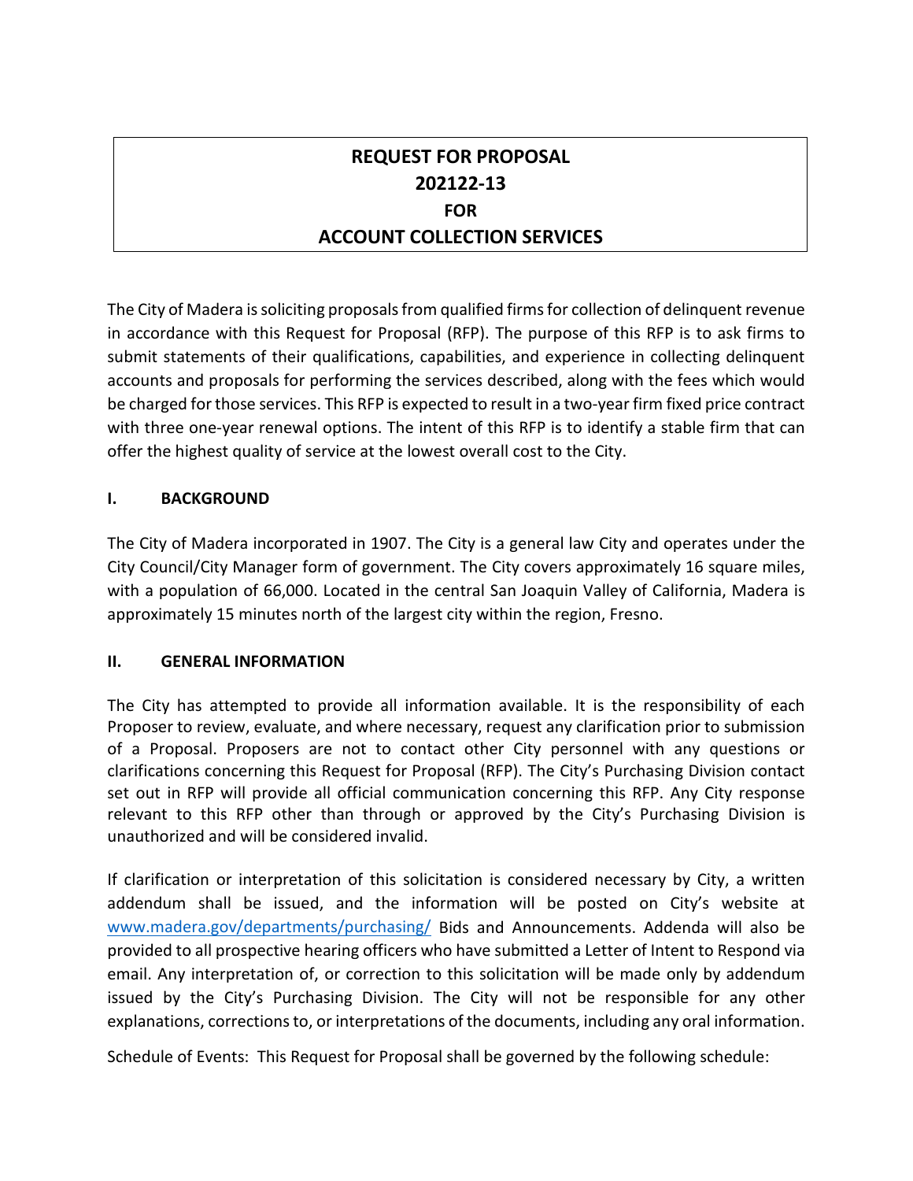# REQUEST FOR PROPOSAL
# 202122-13
# FOR
# ACCOUNT COLLECTION SERVICES

The City of Madera is soliciting proposals from qualified firms for collection of delinquent revenue in accordance with this Request for Proposal (RFP). The purpose of this RFP is to ask firms to submit statements of their qualifications, capabilities, and experience in collecting delinquent accounts and proposals for performing the services described, along with the fees which would be charged for those services. This RFP is expected to result in a two-year firm fixed price contract with three one-year renewal options. The intent of this RFP is to identify a stable firm that can offer the highest quality of service at the lowest overall cost to the City.

## I. BACKGROUND

The City of Madera incorporated in 1907. The City is a general law City and operates under the City Council/City Manager form of government. The City covers approximately 16 square miles, with a population of 66,000. Located in the central San Joaquin Valley of California, Madera is approximately 15 minutes north of the largest city within the region, Fresno.

## II. GENERAL INFORMATION

The City has attempted to provide all information available. It is the responsibility of each Proposer to review, evaluate, and where necessary, request any clarification prior to submission of a Proposal. Proposers are not to contact other City personnel with any questions or clarifications concerning this Request for Proposal (RFP). The City's Purchasing Division contact set out in RFP will provide all official communication concerning this RFP. Any City response relevant to this RFP other than through or approved by the City's Purchasing Division is unauthorized and will be considered invalid.

If clarification or interpretation of this solicitation is considered necessary by City, a written addendum shall be issued, and the information will be posted on City's website at [www.madera.gov/departments/purchasing/](http://www.madera.gov/departments/purchasing/) Bids and Announcements. Addenda will also be provided to all prospective hearing officers who have submitted a Letter of Intent to Respond via email. Any interpretation of, or correction to this solicitation will be made only by addendum issued by the City's Purchasing Division. The City will not be responsible for any other explanations, corrections to, or interpretations of the documents, including any oral information.

Schedule of Events: This Request for Proposal shall be governed by the following schedule: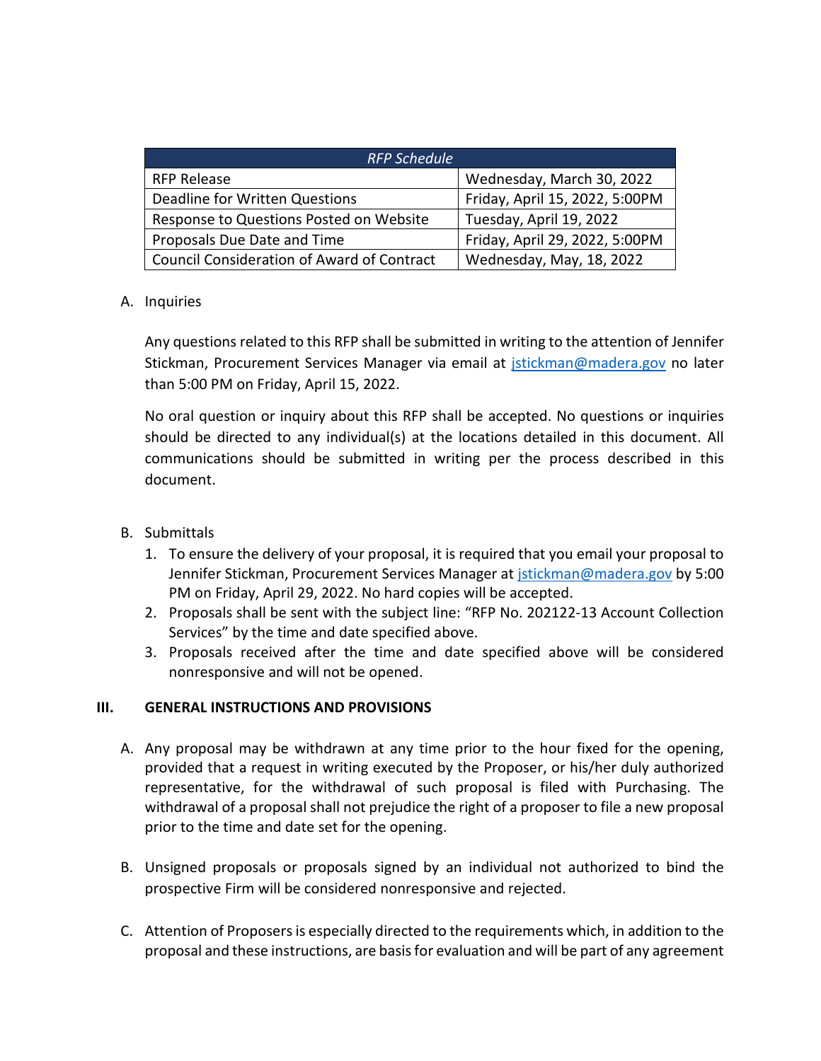| RFP Schedule | |
|---|---|
| RFP Release | Wednesday, March 30, 2022 |
| Deadline for Written Questions | Friday, April 15, 2022, 5:00PM |
| Response to Questions Posted on Website | Tuesday, April 19, 2022 |
| Proposals Due Date and Time | Friday, April 29, 2022, 5:00PM |
| Council Consideration of Award of Contract | Wednesday, May, 18, 2022 |

A. Inquiries

Any questions related to this RFP shall be submitted in writing to the attention of Jennifer Stickman, Procurement Services Manager via email at jstickman@madera.gov no later than 5:00 PM on Friday, April 15, 2022.

No oral question or inquiry about this RFP shall be accepted. No questions or inquiries should be directed to any individual(s) at the locations detailed in this document. All communications should be submitted in writing per the process described in this document.

B. Submittals

1. To ensure the delivery of your proposal, it is required that you email your proposal to Jennifer Stickman, Procurement Services Manager at jstickman@madera.gov by 5:00 PM on Friday, April 29, 2022. No hard copies will be accepted.
2. Proposals shall be sent with the subject line: "RFP No. 202122-13 Account Collection Services" by the time and date specified above.
3. Proposals received after the time and date specified above will be considered nonresponsive and will not be opened.

## III. GENERAL INSTRUCTIONS AND PROVISIONS

A. Any proposal may be withdrawn at any time prior to the hour fixed for the opening, provided that a request in writing executed by the Proposer, or his/her duly authorized representative, for the withdrawal of such proposal is filed with Purchasing. The withdrawal of a proposal shall not prejudice the right of a proposer to file a new proposal prior to the time and date set for the opening.

B. Unsigned proposals or proposals signed by an individual not authorized to bind the prospective Firm will be considered nonresponsive and rejected.

C. Attention of Proposers is especially directed to the requirements which, in addition to the proposal and these instructions, are basis for evaluation and will be part of any agreement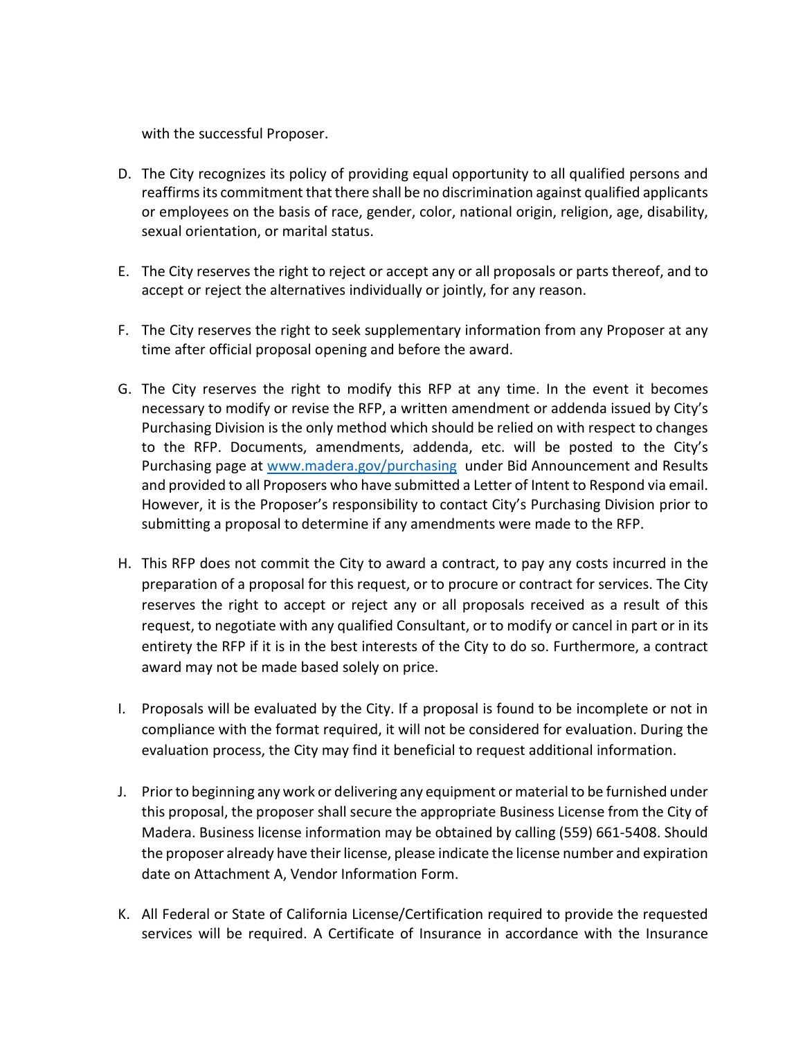with the successful Proposer.

D. The City recognizes its policy of providing equal opportunity to all qualified persons and reaffirms its commitment that there shall be no discrimination against qualified applicants or employees on the basis of race, gender, color, national origin, religion, age, disability, sexual orientation, or marital status.

E. The City reserves the right to reject or accept any or all proposals or parts thereof, and to accept or reject the alternatives individually or jointly, for any reason.

F. The City reserves the right to seek supplementary information from any Proposer at any time after official proposal opening and before the award.

G. The City reserves the right to modify this RFP at any time. In the event it becomes necessary to modify or revise the RFP, a written amendment or addenda issued by City's Purchasing Division is the only method which should be relied on with respect to changes to the RFP. Documents, amendments, addenda, etc. will be posted to the City's Purchasing page at [www.madera.gov/purchasing](http://www.madera.gov/purchasing) under Bid Announcement and Results and provided to all Proposers who have submitted a Letter of Intent to Respond via email. However, it is the Proposer's responsibility to contact City's Purchasing Division prior to submitting a proposal to determine if any amendments were made to the RFP.

H. This RFP does not commit the City to award a contract, to pay any costs incurred in the preparation of a proposal for this request, or to procure or contract for services. The City reserves the right to accept or reject any or all proposals received as a result of this request, to negotiate with any qualified Consultant, or to modify or cancel in part or in its entirety the RFP if it is in the best interests of the City to do so. Furthermore, a contract award may not be made based solely on price.

I. Proposals will be evaluated by the City. If a proposal is found to be incomplete or not in compliance with the format required, it will not be considered for evaluation. During the evaluation process, the City may find it beneficial to request additional information.

J. Prior to beginning any work or delivering any equipment or material to be furnished under this proposal, the proposer shall secure the appropriate Business License from the City of Madera. Business license information may be obtained by calling (559) 661-5408. Should the proposer already have their license, please indicate the license number and expiration date on Attachment A, Vendor Information Form.

K. All Federal or State of California License/Certification required to provide the requested services will be required. A Certificate of Insurance in accordance with the Insurance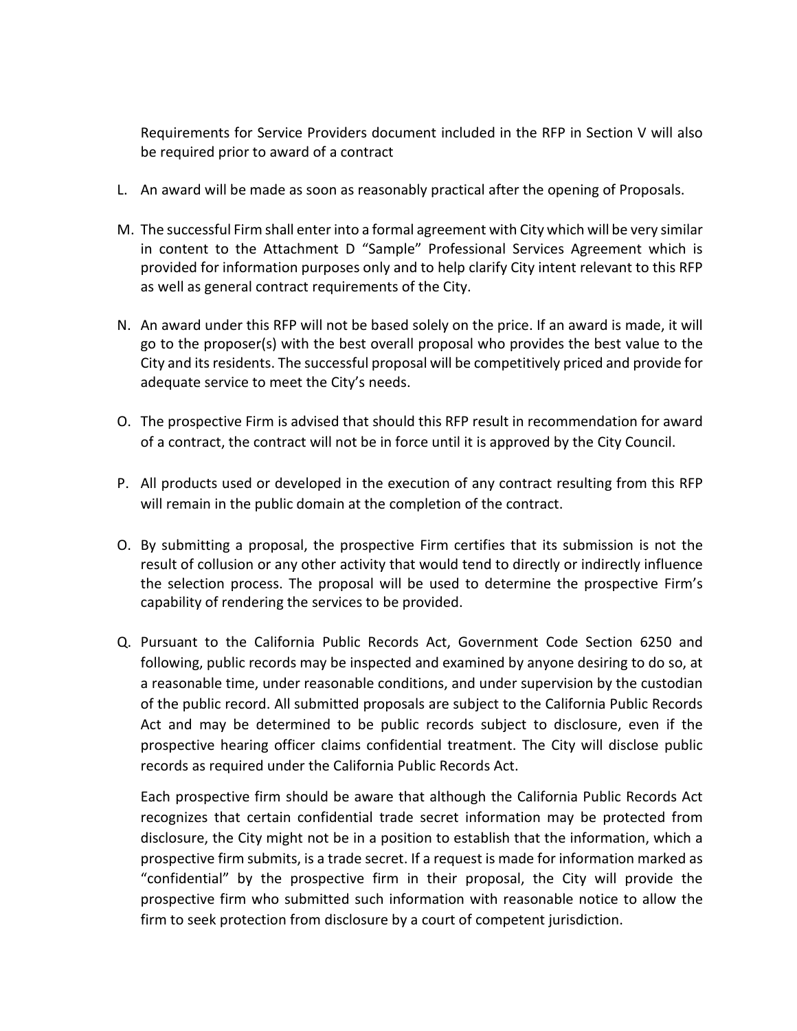Requirements for Service Providers document included in the RFP in Section V will also be required prior to award of a contract

L. An award will be made as soon as reasonably practical after the opening of Proposals.

M. The successful Firm shall enter into a formal agreement with City which will be very similar in content to the Attachment D "Sample" Professional Services Agreement which is provided for information purposes only and to help clarify City intent relevant to this RFP as well as general contract requirements of the City.

N. An award under this RFP will not be based solely on the price. If an award is made, it will go to the proposer(s) with the best overall proposal who provides the best value to the City and its residents. The successful proposal will be competitively priced and provide for adequate service to meet the City's needs.

O. The prospective Firm is advised that should this RFP result in recommendation for award of a contract, the contract will not be in force until it is approved by the City Council.

P. All products used or developed in the execution of any contract resulting from this RFP will remain in the public domain at the completion of the contract.

O. By submitting a proposal, the prospective Firm certifies that its submission is not the result of collusion or any other activity that would tend to directly or indirectly influence the selection process. The proposal will be used to determine the prospective Firm's capability of rendering the services to be provided.

Q. Pursuant to the California Public Records Act, Government Code Section 6250 and following, public records may be inspected and examined by anyone desiring to do so, at a reasonable time, under reasonable conditions, and under supervision by the custodian of the public record. All submitted proposals are subject to the California Public Records Act and may be determined to be public records subject to disclosure, even if the prospective hearing officer claims confidential treatment. The City will disclose public records as required under the California Public Records Act.

   Each prospective firm should be aware that although the California Public Records Act recognizes that certain confidential trade secret information may be protected from disclosure, the City might not be in a position to establish that the information, which a prospective firm submits, is a trade secret. If a request is made for information marked as "confidential" by the prospective firm in their proposal, the City will provide the prospective firm who submitted such information with reasonable notice to allow the firm to seek protection from disclosure by a court of competent jurisdiction.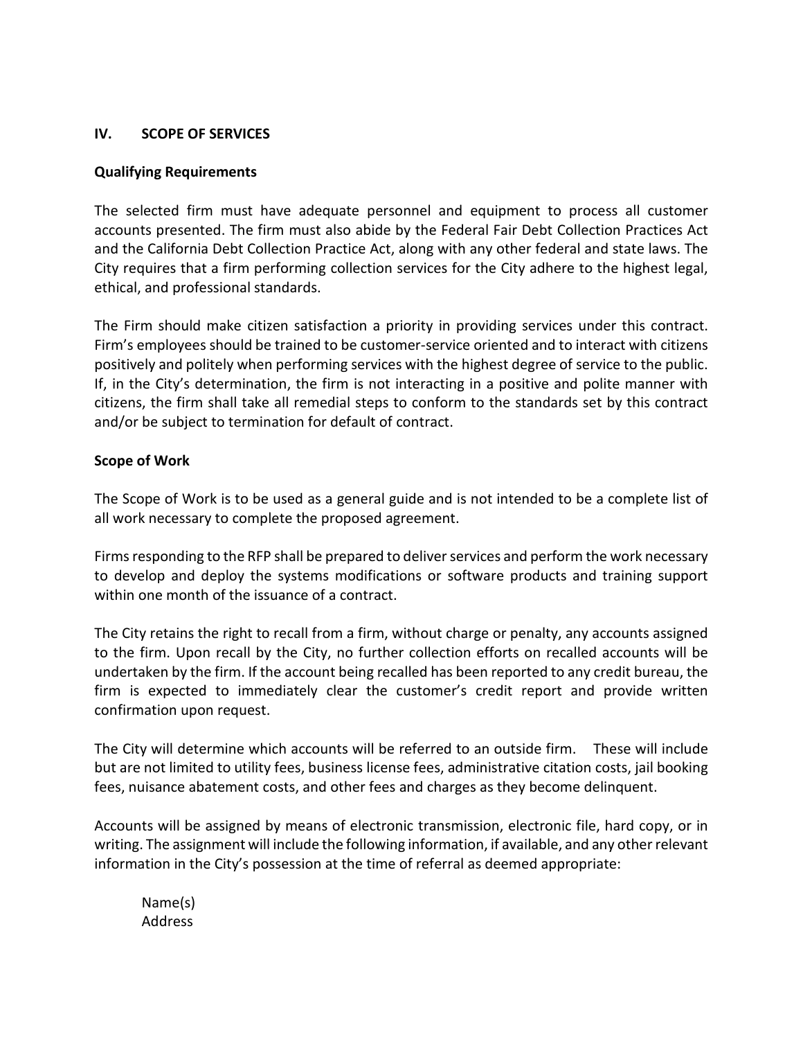## IV. SCOPE OF SERVICES

### Qualifying Requirements

The selected firm must have adequate personnel and equipment to process all customer accounts presented. The firm must also abide by the Federal Fair Debt Collection Practices Act and the California Debt Collection Practice Act, along with any other federal and state laws. The City requires that a firm performing collection services for the City adhere to the highest legal, ethical, and professional standards.

The Firm should make citizen satisfaction a priority in providing services under this contract. Firm's employees should be trained to be customer-service oriented and to interact with citizens positively and politely when performing services with the highest degree of service to the public. If, in the City's determination, the firm is not interacting in a positive and polite manner with citizens, the firm shall take all remedial steps to conform to the standards set by this contract and/or be subject to termination for default of contract.

### Scope of Work

The Scope of Work is to be used as a general guide and is not intended to be a complete list of all work necessary to complete the proposed agreement.

Firms responding to the RFP shall be prepared to deliver services and perform the work necessary to develop and deploy the systems modifications or software products and training support within one month of the issuance of a contract.

The City retains the right to recall from a firm, without charge or penalty, any accounts assigned to the firm. Upon recall by the City, no further collection efforts on recalled accounts will be undertaken by the firm. If the account being recalled has been reported to any credit bureau, the firm is expected to immediately clear the customer's credit report and provide written confirmation upon request.

The City will determine which accounts will be referred to an outside firm. These will include but are not limited to utility fees, business license fees, administrative citation costs, jail booking fees, nuisance abatement costs, and other fees and charges as they become delinquent.

Accounts will be assigned by means of electronic transmission, electronic file, hard copy, or in writing. The assignment will include the following information, if available, and any other relevant information in the City's possession at the time of referral as deemed appropriate:

Name(s)
Address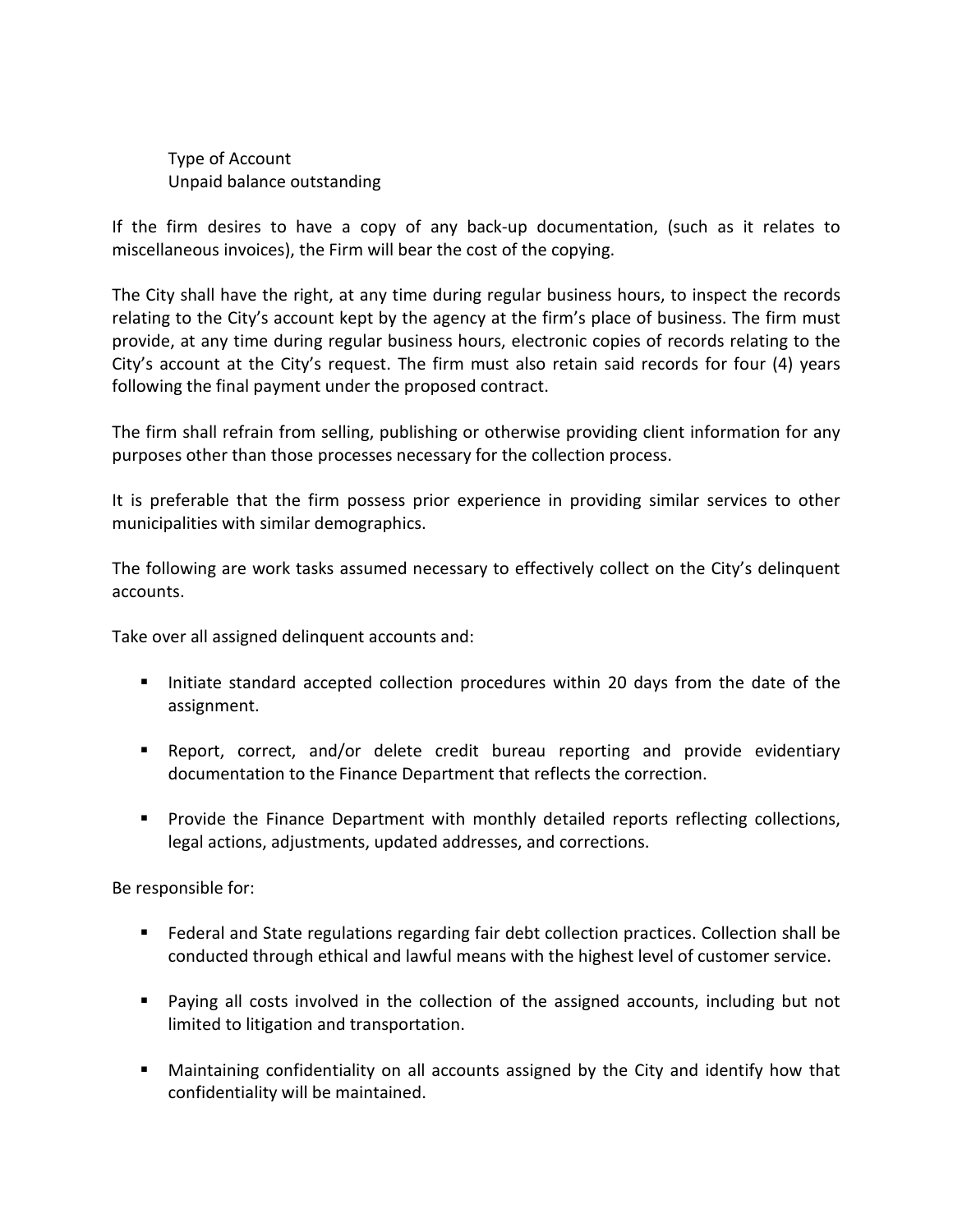Type of Account
Unpaid balance outstanding

If the firm desires to have a copy of any back-up documentation, (such as it relates to miscellaneous invoices), the Firm will bear the cost of the copying.

The City shall have the right, at any time during regular business hours, to inspect the records relating to the City's account kept by the agency at the firm's place of business. The firm must provide, at any time during regular business hours, electronic copies of records relating to the City's account at the City's request. The firm must also retain said records for four (4) years following the final payment under the proposed contract.

The firm shall refrain from selling, publishing or otherwise providing client information for any purposes other than those processes necessary for the collection process.

It is preferable that the firm possess prior experience in providing similar services to other municipalities with similar demographics.

The following are work tasks assumed necessary to effectively collect on the City's delinquent accounts.

Take over all assigned delinquent accounts and:

- Initiate standard accepted collection procedures within 20 days from the date of the assignment.
- Report, correct, and/or delete credit bureau reporting and provide evidentiary documentation to the Finance Department that reflects the correction.
- Provide the Finance Department with monthly detailed reports reflecting collections, legal actions, adjustments, updated addresses, and corrections.

Be responsible for:

- Federal and State regulations regarding fair debt collection practices. Collection shall be conducted through ethical and lawful means with the highest level of customer service.
- Paying all costs involved in the collection of the assigned accounts, including but not limited to litigation and transportation.
- Maintaining confidentiality on all accounts assigned by the City and identify how that confidentiality will be maintained.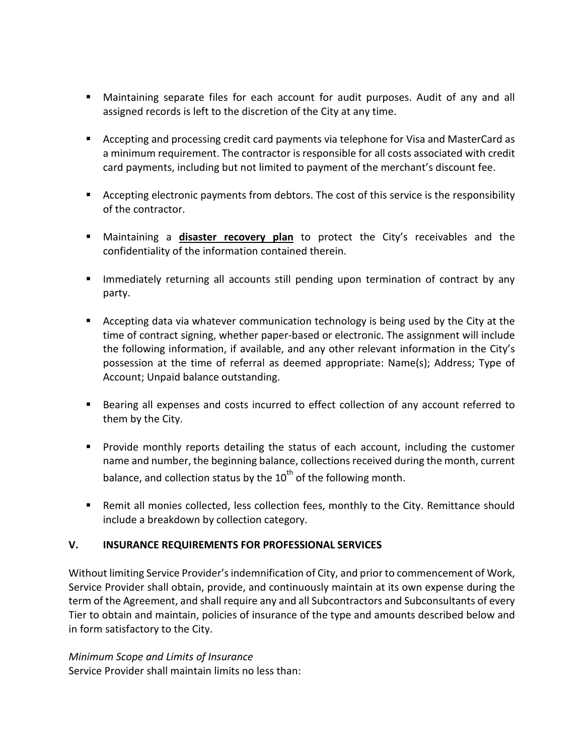- Maintaining separate files for each account for audit purposes. Audit of any and all assigned records is left to the discretion of the City at any time.

- Accepting and processing credit card payments via telephone for Visa and MasterCard as a minimum requirement. The contractor is responsible for all costs associated with credit card payments, including but not limited to payment of the merchant's discount fee.

- Accepting electronic payments from debtors. The cost of this service is the responsibility of the contractor.

- Maintaining a **disaster recovery plan** to protect the City's receivables and the confidentiality of the information contained therein.

- Immediately returning all accounts still pending upon termination of contract by any party.

- Accepting data via whatever communication technology is being used by the City at the time of contract signing, whether paper-based or electronic. The assignment will include the following information, if available, and any other relevant information in the City's possession at the time of referral as deemed appropriate: Name(s); Address; Type of Account; Unpaid balance outstanding.

- Bearing all expenses and costs incurred to effect collection of any account referred to them by the City.

- Provide monthly reports detailing the status of each account, including the customer name and number, the beginning balance, collections received during the month, current balance, and collection status by the 10th of the following month.

- Remit all monies collected, less collection fees, monthly to the City. Remittance should include a breakdown by collection category.

## V. INSURANCE REQUIREMENTS FOR PROFESSIONAL SERVICES

Without limiting Service Provider's indemnification of City, and prior to commencement of Work, Service Provider shall obtain, provide, and continuously maintain at its own expense during the term of the Agreement, and shall require any and all Subcontractors and Subconsultants of every Tier to obtain and maintain, policies of insurance of the type and amounts described below and in form satisfactory to the City.

*Minimum Scope and Limits of Insurance*
Service Provider shall maintain limits no less than: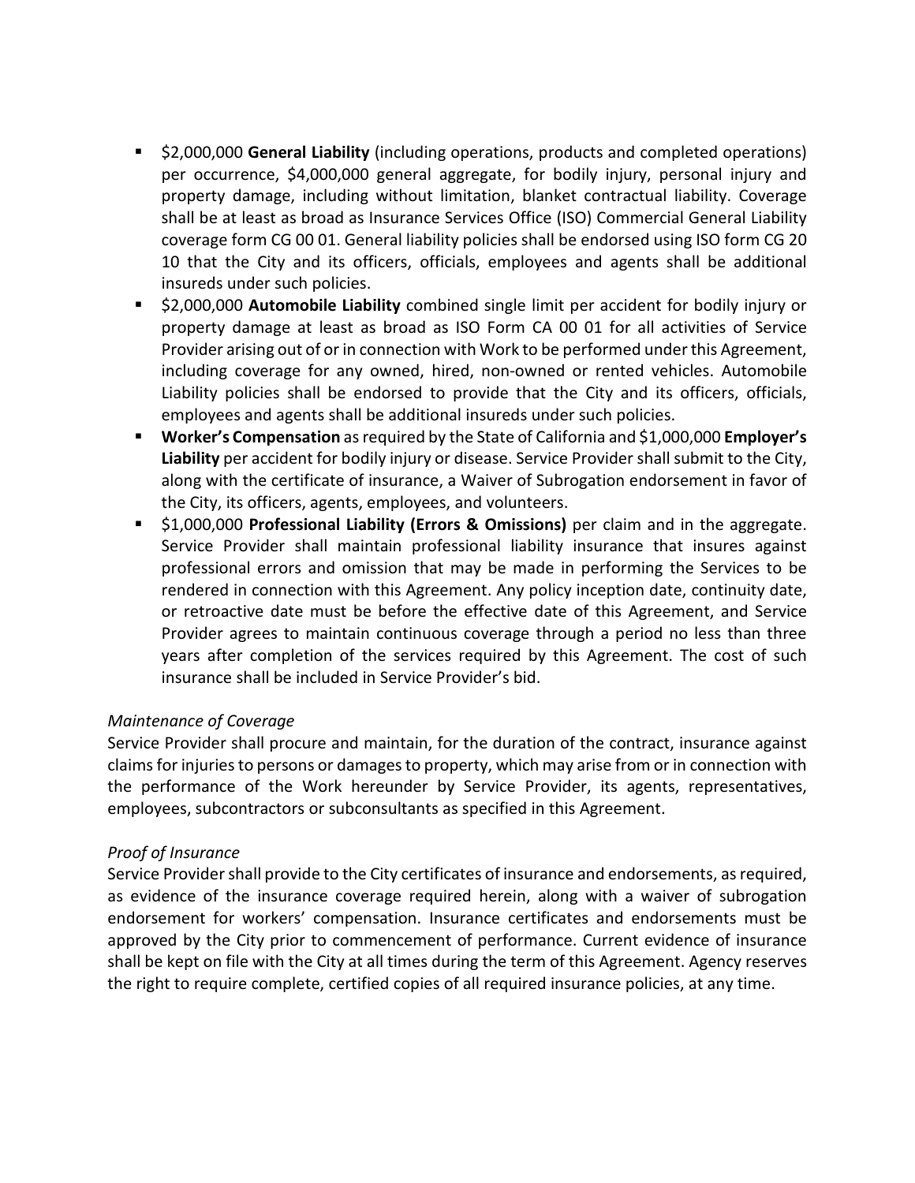- $2,000,000 **General Liability** (including operations, products and completed operations) per occurrence, $4,000,000 general aggregate, for bodily injury, personal injury and property damage, including without limitation, blanket contractual liability. Coverage shall be at least as broad as Insurance Services Office (ISO) Commercial General Liability coverage form CG 00 01. General liability policies shall be endorsed using ISO form CG 20 10 that the City and its officers, officials, employees and agents shall be additional insureds under such policies.
- $2,000,000 **Automobile Liability** combined single limit per accident for bodily injury or property damage at least as broad as ISO Form CA 00 01 for all activities of Service Provider arising out of or in connection with Work to be performed under this Agreement, including coverage for any owned, hired, non-owned or rented vehicles. Automobile Liability policies shall be endorsed to provide that the City and its officers, officials, employees and agents shall be additional insureds under such policies.
- **Worker's Compensation** as required by the State of California and $1,000,000 **Employer's Liability** per accident for bodily injury or disease. Service Provider shall submit to the City, along with the certificate of insurance, a Waiver of Subrogation endorsement in favor of the City, its officers, agents, employees, and volunteers.
- $1,000,000 **Professional Liability (Errors & Omissions)** per claim and in the aggregate. Service Provider shall maintain professional liability insurance that insures against professional errors and omission that may be made in performing the Services to be rendered in connection with this Agreement. Any policy inception date, continuity date, or retroactive date must be before the effective date of this Agreement, and Service Provider agrees to maintain continuous coverage through a period no less than three years after completion of the services required by this Agreement. The cost of such insurance shall be included in Service Provider's bid.

*Maintenance of Coverage*

Service Provider shall procure and maintain, for the duration of the contract, insurance against claims for injuries to persons or damages to property, which may arise from or in connection with the performance of the Work hereunder by Service Provider, its agents, representatives, employees, subcontractors or subconsultants as specified in this Agreement.

*Proof of Insurance*

Service Provider shall provide to the City certificates of insurance and endorsements, as required, as evidence of the insurance coverage required herein, along with a waiver of subrogation endorsement for workers' compensation. Insurance certificates and endorsements must be approved by the City prior to commencement of performance. Current evidence of insurance shall be kept on file with the City at all times during the term of this Agreement. Agency reserves the right to require complete, certified copies of all required insurance policies, at any time.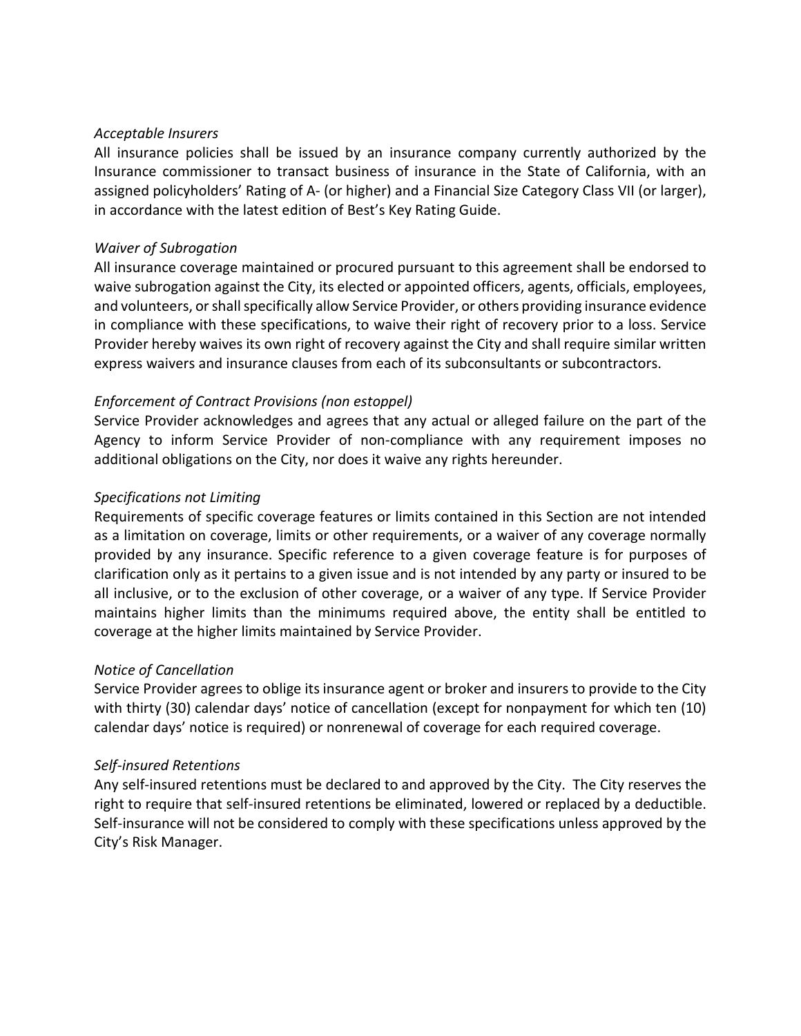*Acceptable Insurers*
All insurance policies shall be issued by an insurance company currently authorized by the Insurance commissioner to transact business of insurance in the State of California, with an assigned policyholders' Rating of A- (or higher) and a Financial Size Category Class VII (or larger), in accordance with the latest edition of Best's Key Rating Guide.

*Waiver of Subrogation*
All insurance coverage maintained or procured pursuant to this agreement shall be endorsed to waive subrogation against the City, its elected or appointed officers, agents, officials, employees, and volunteers, or shall specifically allow Service Provider, or others providing insurance evidence in compliance with these specifications, to waive their right of recovery prior to a loss. Service Provider hereby waives its own right of recovery against the City and shall require similar written express waivers and insurance clauses from each of its subconsultants or subcontractors.

*Enforcement of Contract Provisions (non estoppel)*
Service Provider acknowledges and agrees that any actual or alleged failure on the part of the Agency to inform Service Provider of non-compliance with any requirement imposes no additional obligations on the City, nor does it waive any rights hereunder.

*Specifications not Limiting*
Requirements of specific coverage features or limits contained in this Section are not intended as a limitation on coverage, limits or other requirements, or a waiver of any coverage normally provided by any insurance. Specific reference to a given coverage feature is for purposes of clarification only as it pertains to a given issue and is not intended by any party or insured to be all inclusive, or to the exclusion of other coverage, or a waiver of any type. If Service Provider maintains higher limits than the minimums required above, the entity shall be entitled to coverage at the higher limits maintained by Service Provider.

*Notice of Cancellation*
Service Provider agrees to oblige its insurance agent or broker and insurers to provide to the City with thirty (30) calendar days' notice of cancellation (except for nonpayment for which ten (10) calendar days' notice is required) or nonrenewal of coverage for each required coverage.

*Self-insured Retentions*
Any self-insured retentions must be declared to and approved by the City. The City reserves the right to require that self-insured retentions be eliminated, lowered or replaced by a deductible. Self-insurance will not be considered to comply with these specifications unless approved by the City's Risk Manager.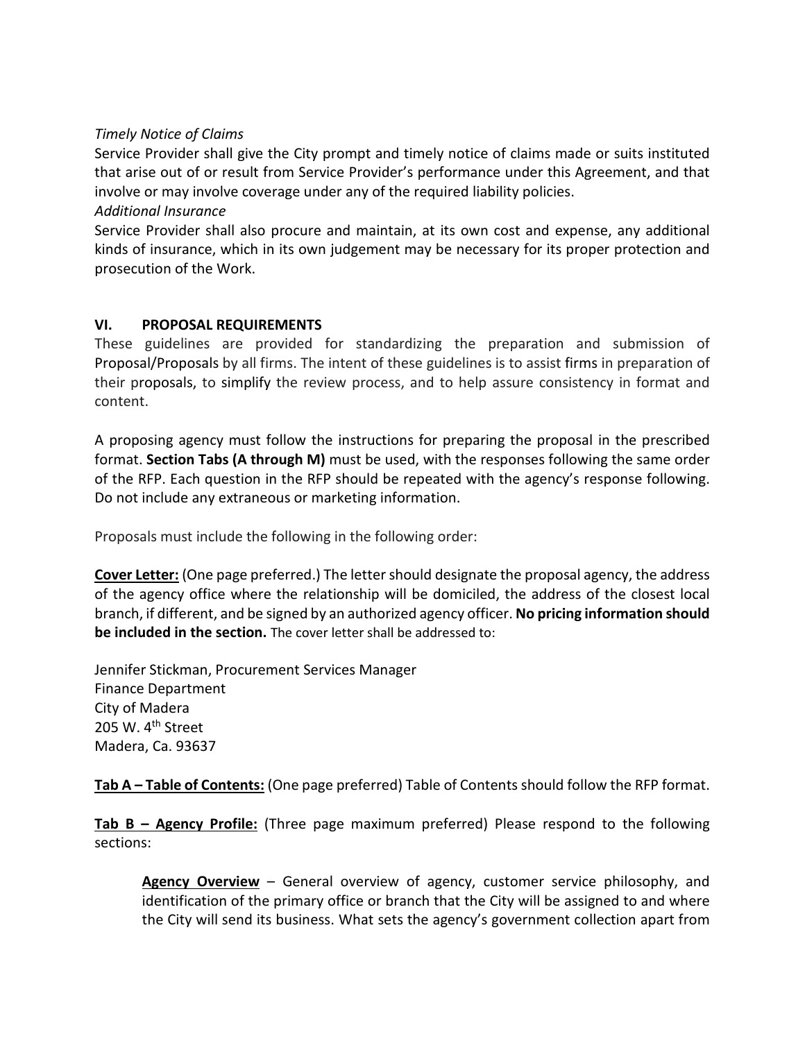*Timely Notice of Claims*

Service Provider shall give the City prompt and timely notice of claims made or suits instituted that arise out of or result from Service Provider's performance under this Agreement, and that involve or may involve coverage under any of the required liability policies.

*Additional Insurance*

Service Provider shall also procure and maintain, at its own cost and expense, any additional kinds of insurance, which in its own judgement may be necessary for its proper protection and prosecution of the Work.

## VI. PROPOSAL REQUIREMENTS

These guidelines are provided for standardizing the preparation and submission of Proposal/Proposals by all firms. The intent of these guidelines is to assist firms in preparation of their proposals, to simplify the review process, and to help assure consistency in format and content.

A proposing agency must follow the instructions for preparing the proposal in the prescribed format. **Section Tabs (A through M)** must be used, with the responses following the same order of the RFP. Each question in the RFP should be repeated with the agency's response following. Do not include any extraneous or marketing information.

Proposals must include the following in the following order:

**Cover Letter:** (One page preferred.) The letter should designate the proposal agency, the address of the agency office where the relationship will be domiciled, the address of the closest local branch, if different, and be signed by an authorized agency officer. **No pricing information should be included in the section.** The cover letter shall be addressed to:

Jennifer Stickman, Procurement Services Manager
Finance Department
City of Madera
205 W. 4th Street
Madera, Ca. 93637

**Tab A – Table of Contents:** (One page preferred) Table of Contents should follow the RFP format.

**Tab B – Agency Profile:** (Three page maximum preferred) Please respond to the following sections:

> **Agency Overview** – General overview of agency, customer service philosophy, and identification of the primary office or branch that the City will be assigned to and where the City will send its business. What sets the agency's government collection apart from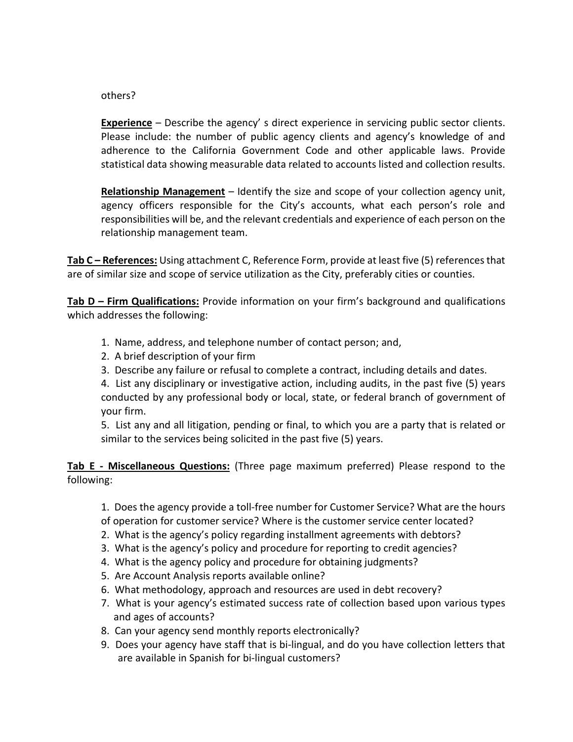others?

**Experience** – Describe the agency' s direct experience in servicing public sector clients. Please include: the number of public agency clients and agency's knowledge of and adherence to the California Government Code and other applicable laws. Provide statistical data showing measurable data related to accounts listed and collection results.

**Relationship Management** – Identify the size and scope of your collection agency unit, agency officers responsible for the City's accounts, what each person's role and responsibilities will be, and the relevant credentials and experience of each person on the relationship management team.

**Tab C – References:** Using attachment C, Reference Form, provide at least five (5) references that are of similar size and scope of service utilization as the City, preferably cities or counties.

**Tab D – Firm Qualifications:** Provide information on your firm's background and qualifications which addresses the following:

1. Name, address, and telephone number of contact person; and,
2. A brief description of your firm
3. Describe any failure or refusal to complete a contract, including details and dates.
4. List any disciplinary or investigative action, including audits, in the past five (5) years conducted by any professional body or local, state, or federal branch of government of your firm.
5. List any and all litigation, pending or final, to which you are a party that is related or similar to the services being solicited in the past five (5) years.

**Tab E - Miscellaneous Questions:** (Three page maximum preferred) Please respond to the following:

1. Does the agency provide a toll-free number for Customer Service? What are the hours of operation for customer service? Where is the customer service center located?
2. What is the agency's policy regarding installment agreements with debtors?
3. What is the agency's policy and procedure for reporting to credit agencies?
4. What is the agency policy and procedure for obtaining judgments?
5. Are Account Analysis reports available online?
6. What methodology, approach and resources are used in debt recovery?
7. What is your agency's estimated success rate of collection based upon various types and ages of accounts?
8. Can your agency send monthly reports electronically?
9. Does your agency have staff that is bi-lingual, and do you have collection letters that are available in Spanish for bi-lingual customers?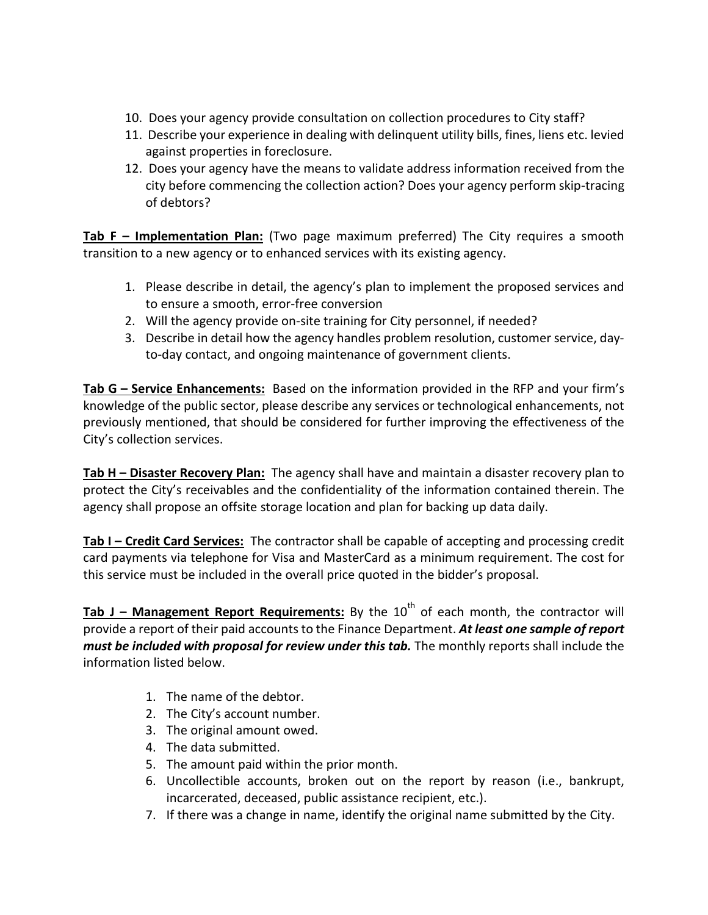10. Does your agency provide consultation on collection procedures to City staff?
11. Describe your experience in dealing with delinquent utility bills, fines, liens etc. levied against properties in foreclosure.
12. Does your agency have the means to validate address information received from the city before commencing the collection action? Does your agency perform skip-tracing of debtors?

**Tab F – Implementation Plan:** (Two page maximum preferred) The City requires a smooth transition to a new agency or to enhanced services with its existing agency.

1. Please describe in detail, the agency's plan to implement the proposed services and to ensure a smooth, error-free conversion
2. Will the agency provide on-site training for City personnel, if needed?
3. Describe in detail how the agency handles problem resolution, customer service, day-to-day contact, and ongoing maintenance of government clients.

**Tab G – Service Enhancements:** Based on the information provided in the RFP and your firm's knowledge of the public sector, please describe any services or technological enhancements, not previously mentioned, that should be considered for further improving the effectiveness of the City's collection services.

**Tab H – Disaster Recovery Plan:** The agency shall have and maintain a disaster recovery plan to protect the City's receivables and the confidentiality of the information contained therein. The agency shall propose an offsite storage location and plan for backing up data daily.

**Tab I – Credit Card Services:** The contractor shall be capable of accepting and processing credit card payments via telephone for Visa and MasterCard as a minimum requirement. The cost for this service must be included in the overall price quoted in the bidder's proposal.

**Tab J – Management Report Requirements:** By the 10th of each month, the contractor will provide a report of their paid accounts to the Finance Department. ***At least one sample of report must be included with proposal for review under this tab.*** The monthly reports shall include the information listed below.

1. The name of the debtor.
2. The City's account number.
3. The original amount owed.
4. The data submitted.
5. The amount paid within the prior month.
6. Uncollectible accounts, broken out on the report by reason (i.e., bankrupt, incarcerated, deceased, public assistance recipient, etc.).
7. If there was a change in name, identify the original name submitted by the City.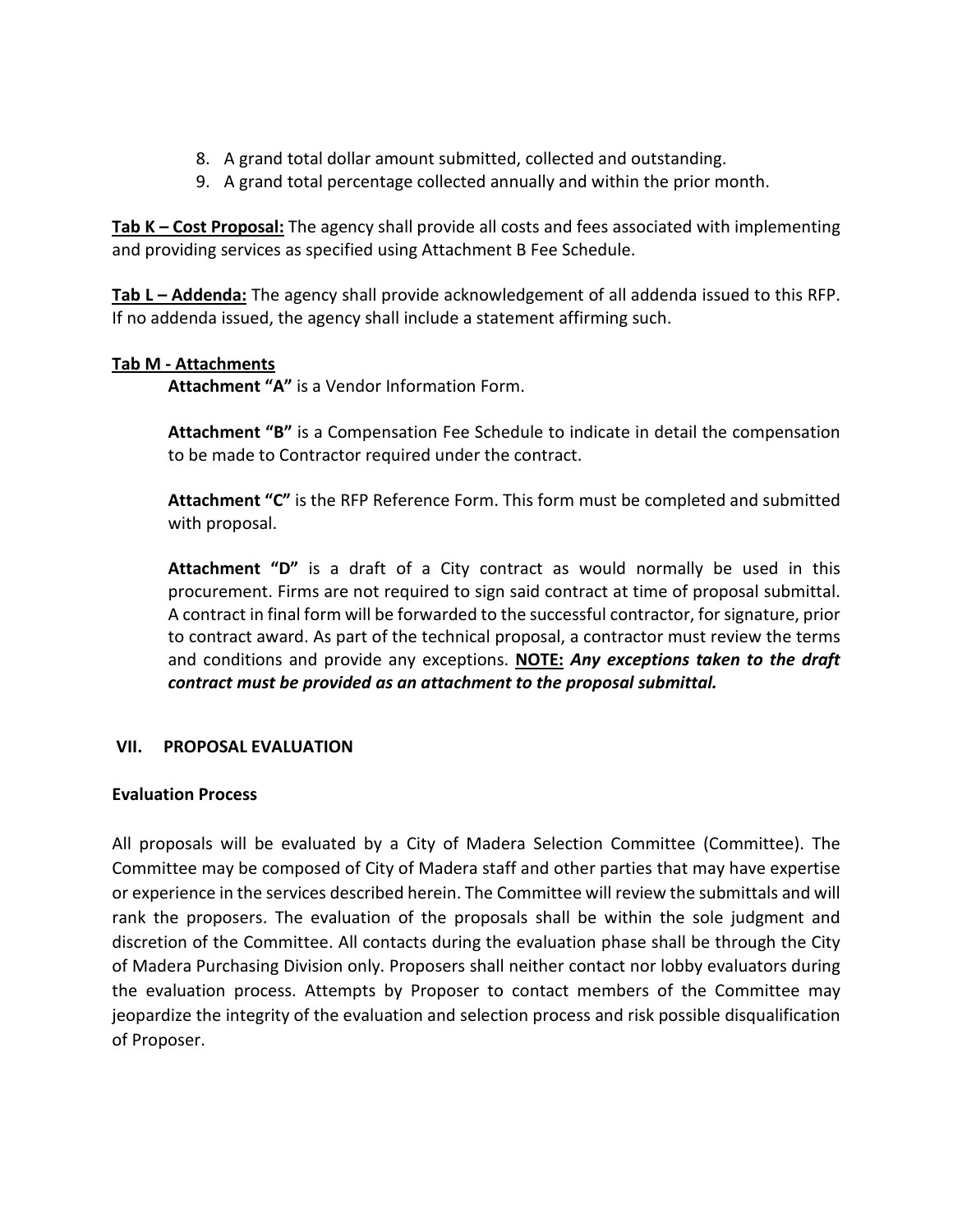8. A grand total dollar amount submitted, collected and outstanding.
9. A grand total percentage collected annually and within the prior month.

**Tab K – Cost Proposal:** The agency shall provide all costs and fees associated with implementing and providing services as specified using Attachment B Fee Schedule.

**Tab L – Addenda:** The agency shall provide acknowledgement of all addenda issued to this RFP. If no addenda issued, the agency shall include a statement affirming such.

**Tab M - Attachments**

**Attachment "A"** is a Vendor Information Form.

**Attachment "B"** is a Compensation Fee Schedule to indicate in detail the compensation to be made to Contractor required under the contract.

**Attachment "C"** is the RFP Reference Form. This form must be completed and submitted with proposal.

**Attachment "D"** is a draft of a City contract as would normally be used in this procurement. Firms are not required to sign said contract at time of proposal submittal. A contract in final form will be forwarded to the successful contractor, for signature, prior to contract award. As part of the technical proposal, a contractor must review the terms and conditions and provide any exceptions. **NOTE:** ***Any exceptions taken to the draft contract must be provided as an attachment to the proposal submittal.***

## VII. PROPOSAL EVALUATION

### Evaluation Process

All proposals will be evaluated by a City of Madera Selection Committee (Committee). The Committee may be composed of City of Madera staff and other parties that may have expertise or experience in the services described herein. The Committee will review the submittals and will rank the proposers. The evaluation of the proposals shall be within the sole judgment and discretion of the Committee. All contacts during the evaluation phase shall be through the City of Madera Purchasing Division only. Proposers shall neither contact nor lobby evaluators during the evaluation process. Attempts by Proposer to contact members of the Committee may jeopardize the integrity of the evaluation and selection process and risk possible disqualification of Proposer.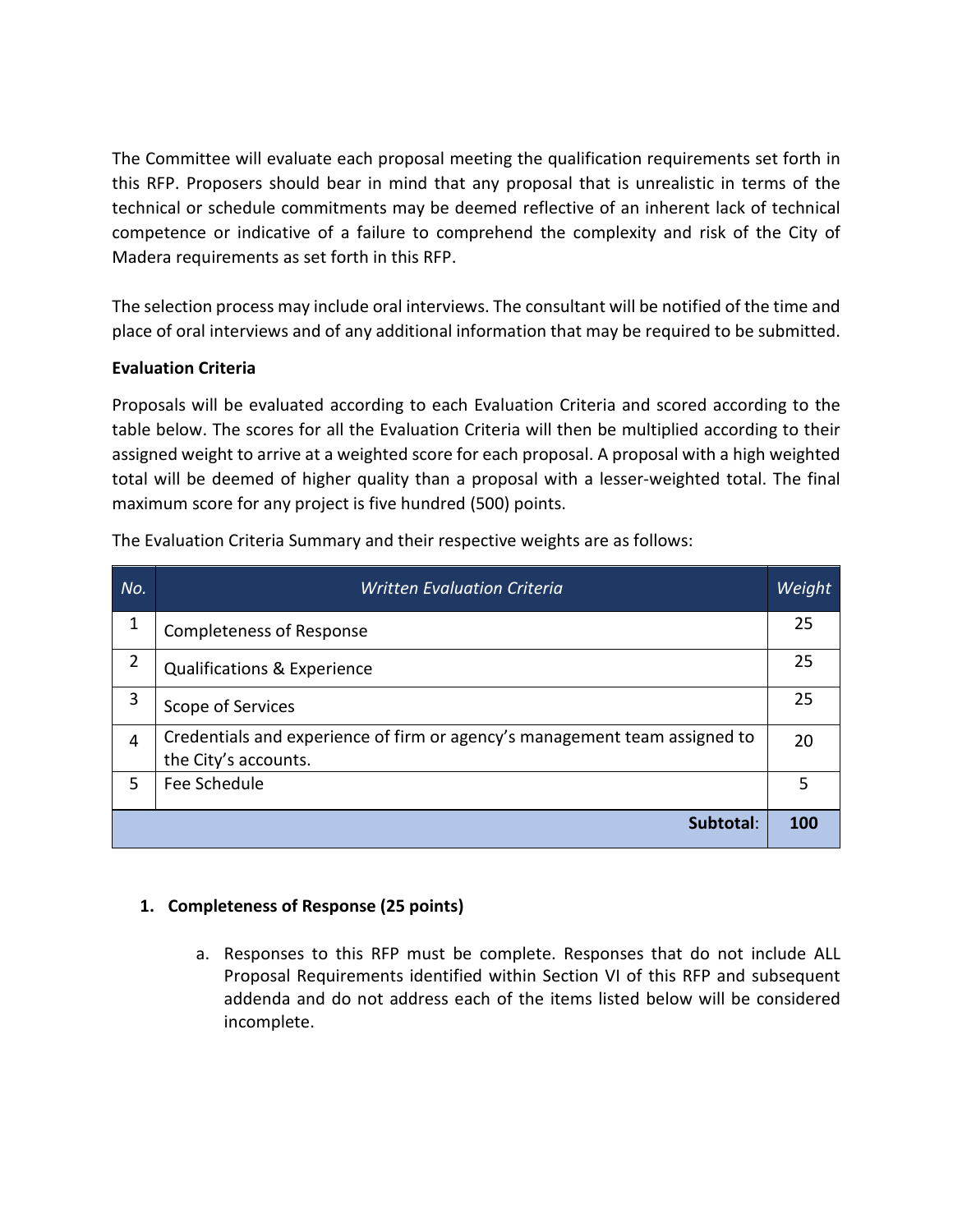The Committee will evaluate each proposal meeting the qualification requirements set forth in this RFP. Proposers should bear in mind that any proposal that is unrealistic in terms of the technical or schedule commitments may be deemed reflective of an inherent lack of technical competence or indicative of a failure to comprehend the complexity and risk of the City of Madera requirements as set forth in this RFP.

The selection process may include oral interviews. The consultant will be notified of the time and place of oral interviews and of any additional information that may be required to be submitted.

**Evaluation Criteria**

Proposals will be evaluated according to each Evaluation Criteria and scored according to the table below. The scores for all the Evaluation Criteria will then be multiplied according to their assigned weight to arrive at a weighted score for each proposal. A proposal with a high weighted total will be deemed of higher quality than a proposal with a lesser-weighted total. The final maximum score for any project is five hundred (500) points.

The Evaluation Criteria Summary and their respective weights are as follows:

| *No.* | *Written Evaluation Criteria* | *Weight* |
|---|---|---|
| 1 | Completeness of Response | 25 |
| 2 | Qualifications & Experience | 25 |
| 3 | Scope of Services | 25 |
| 4 | Credentials and experience of firm or agency's management team assigned to the City's accounts. | 20 |
| 5 | Fee Schedule | 5 |
| | **Subtotal**: | **100** |

1. **Completeness of Response (25 points)**

    a. Responses to this RFP must be complete. Responses that do not include ALL Proposal Requirements identified within Section VI of this RFP and subsequent addenda and do not address each of the items listed below will be considered incomplete.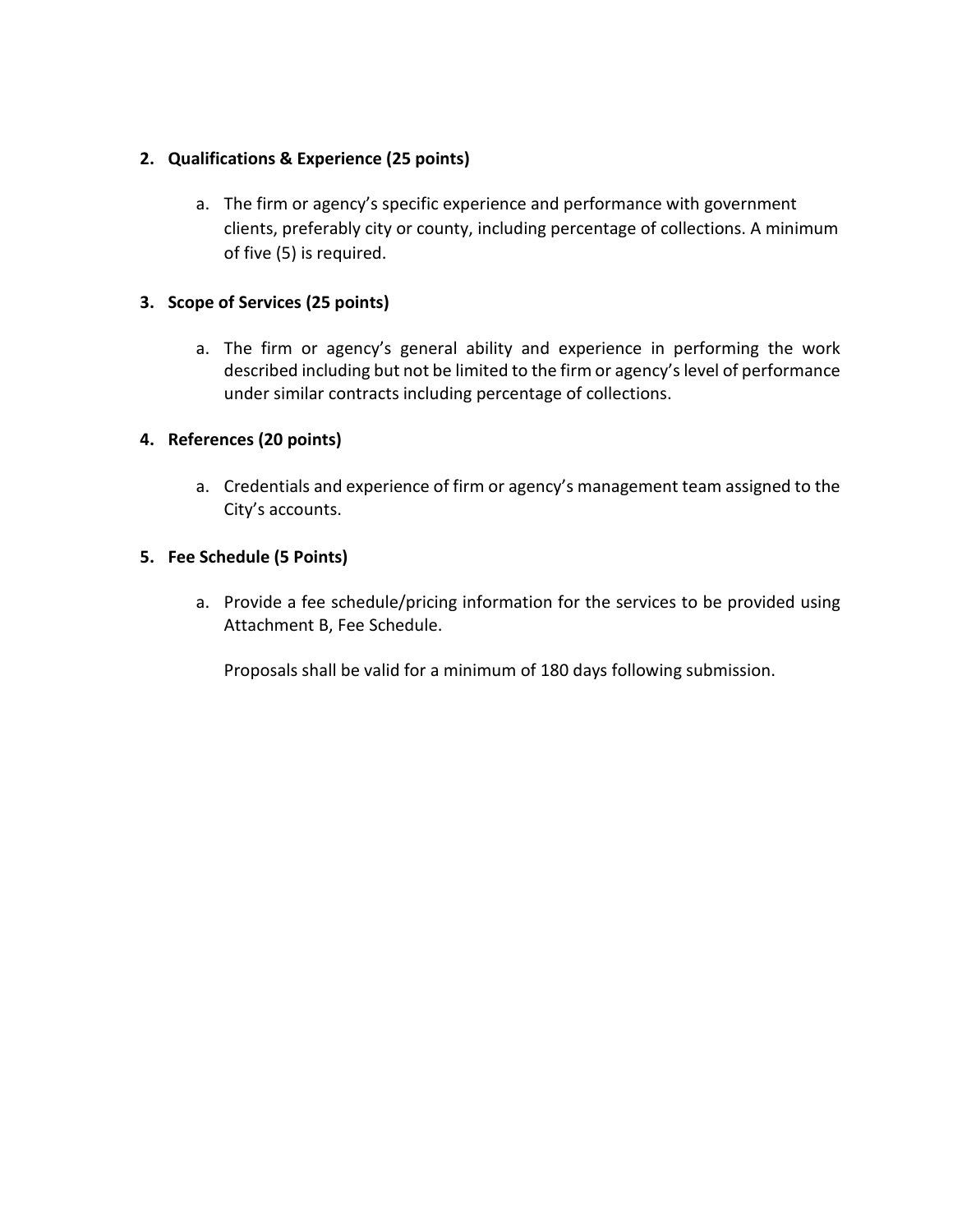2. **Qualifications & Experience (25 points)**

    a. The firm or agency's specific experience and performance with government clients, preferably city or county, including percentage of collections. A minimum of five (5) is required.

3. **Scope of Services (25 points)**

    a. The firm or agency's general ability and experience in performing the work described including but not be limited to the firm or agency's level of performance under similar contracts including percentage of collections.

4. **References (20 points)**

    a. Credentials and experience of firm or agency's management team assigned to the City's accounts.

5. **Fee Schedule (5 Points)**

    a. Provide a fee schedule/pricing information for the services to be provided using Attachment B, Fee Schedule.

    Proposals shall be valid for a minimum of 180 days following submission.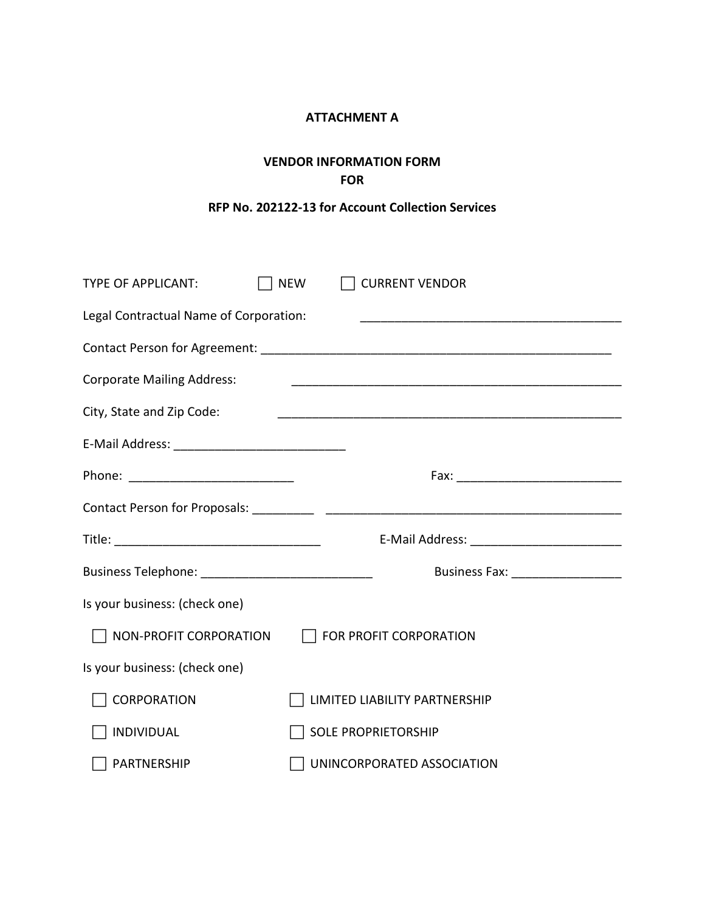**ATTACHMENT A**

**VENDOR INFORMATION FORM**
**FOR**

**RFP No. 202122-13 for Account Collection Services**

TYPE OF APPLICANT: ☐ NEW ☐ CURRENT VENDOR

Legal Contractual Name of Corporation: _______________________________________

Contact Person for Agreement: _____________________________________________________

Corporate Mailing Address: _________________________________________________

City, State and Zip Code: ___________________________________________________

E-Mail Address: _________________________

Phone: ________________________ Fax: ________________________

Contact Person for Proposals: _________ ____________________________________________

Title: ______________________________ E-Mail Address: ______________________

Business Telephone: _________________________ Business Fax: ________________

Is your business: (check one)

☐ NON-PROFIT CORPORATION ☐ FOR PROFIT CORPORATION

Is your business: (check one)

☐ CORPORATION ☐ LIMITED LIABILITY PARTNERSHIP

☐ INDIVIDUAL ☐ SOLE PROPRIETORSHIP

☐ PARTNERSHIP ☐ UNINCORPORATED ASSOCIATION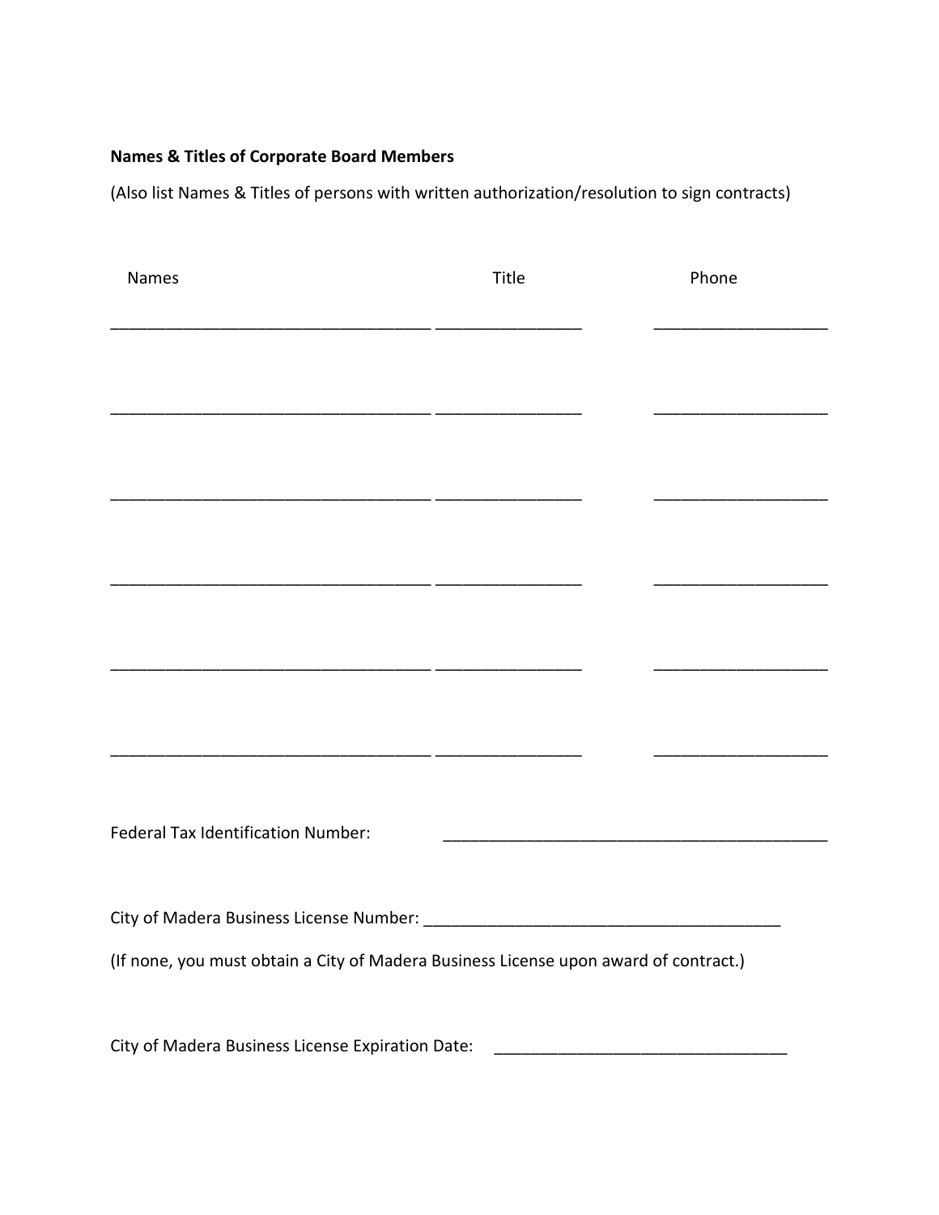**Names & Titles of Corporate Board Members**

(Also list Names & Titles of persons with written authorization/resolution to sign contracts)

| Names | Title | Phone |
| --- | --- | --- |
| ___________________________________ | ________________ | ___________________ |
| ___________________________________ | ________________ | ___________________ |
| ___________________________________ | ________________ | ___________________ |
| ___________________________________ | ________________ | ___________________ |
| ___________________________________ | ________________ | ___________________ |
| ___________________________________ | ________________ | ___________________ |

Federal Tax Identification Number: ___________________________________________

City of Madera Business License Number: ________________________________________

(If none, you must obtain a City of Madera Business License upon award of contract.)

City of Madera Business License Expiration Date: ________________________________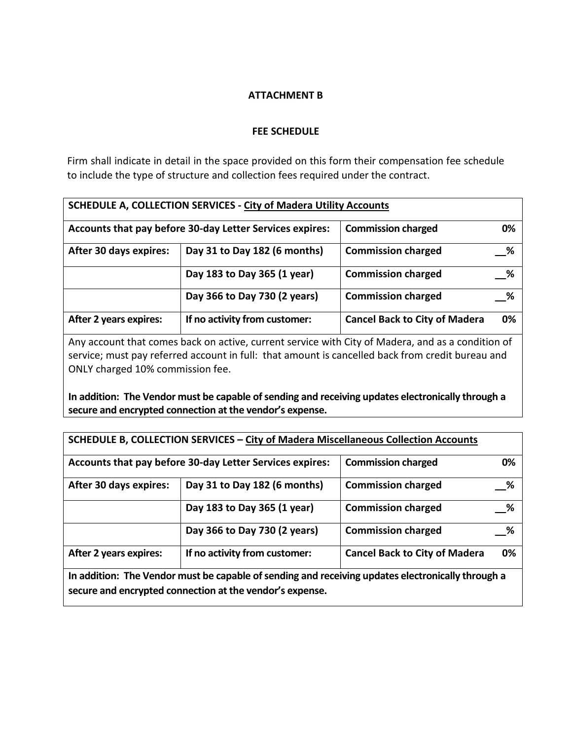# ATTACHMENT B

## FEE SCHEDULE

Firm shall indicate in detail in the space provided on this form their compensation fee schedule to include the type of structure and collection fees required under the contract.

| SCHEDULE A, COLLECTION SERVICES - City of Madera Utility Accounts | | | |
|---|---|---|---|
| **Accounts that pay before 30-day Letter Services expires:** | | **Commission charged** | **0%** |
| **After 30 days expires:** | **Day 31 to Day 182 (6 months)** | **Commission charged** | **__%** |
| | **Day 183 to Day 365 (1 year)** | **Commission charged** | **__%** |
| | **Day 366 to Day 730 (2 years)** | **Commission charged** | **__%** |
| **After 2 years expires:** | **If no activity from customer:** | **Cancel Back to City of Madera** | **0%** |
| Any account that comes back on active, current service with City of Madera, and as a condition of service; must pay referred account in full: that amount is cancelled back from credit bureau and ONLY charged 10% commission fee. **In addition: The Vendor must be capable of sending and receiving updates electronically through a secure and encrypted connection at the vendor's expense.** | | | |

| SCHEDULE B, COLLECTION SERVICES – City of Madera Miscellaneous Collection Accounts | | | |
|---|---|---|---|
| **Accounts that pay before 30-day Letter Services expires:** | | **Commission charged** | **0%** |
| **After 30 days expires:** | **Day 31 to Day 182 (6 months)** | **Commission charged** | **__%** |
| | **Day 183 to Day 365 (1 year)** | **Commission charged** | **__%** |
| | **Day 366 to Day 730 (2 years)** | **Commission charged** | **__%** |
| **After 2 years expires:** | **If no activity from customer:** | **Cancel Back to City of Madera** | **0%** |
| **In addition: The Vendor must be capable of sending and receiving updates electronically through a secure and encrypted connection at the vendor's expense.** | | | |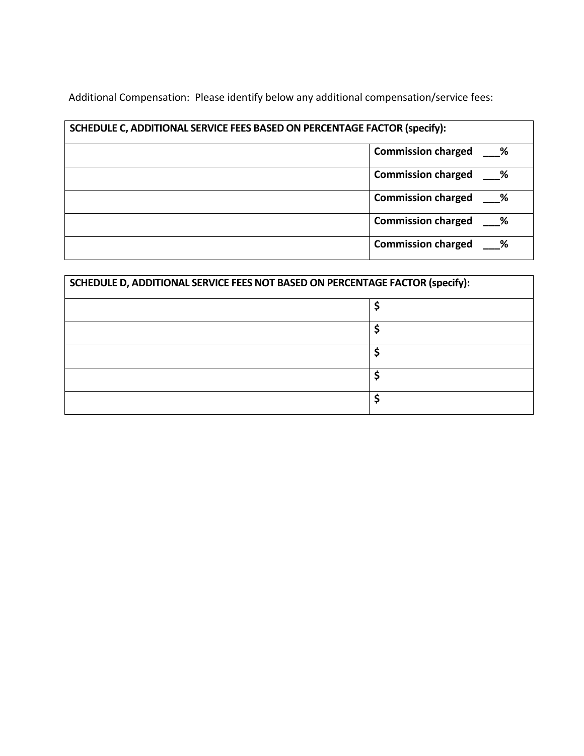Additional Compensation: Please identify below any additional compensation/service fees:

| **SCHEDULE C, ADDITIONAL SERVICE FEES BASED ON PERCENTAGE FACTOR (specify):** | |
|---|---|
| | **Commission charged ___%** |
| | **Commission charged ___%** |
| | **Commission charged ___%** |
| | **Commission charged ___%** |
| | **Commission charged ___%** |

| **SCHEDULE D, ADDITIONAL SERVICE FEES NOT BASED ON PERCENTAGE FACTOR (specify):** | |
|---|---|
| | **$** |
| | **$** |
| | **$** |
| | **$** |
| | **$** |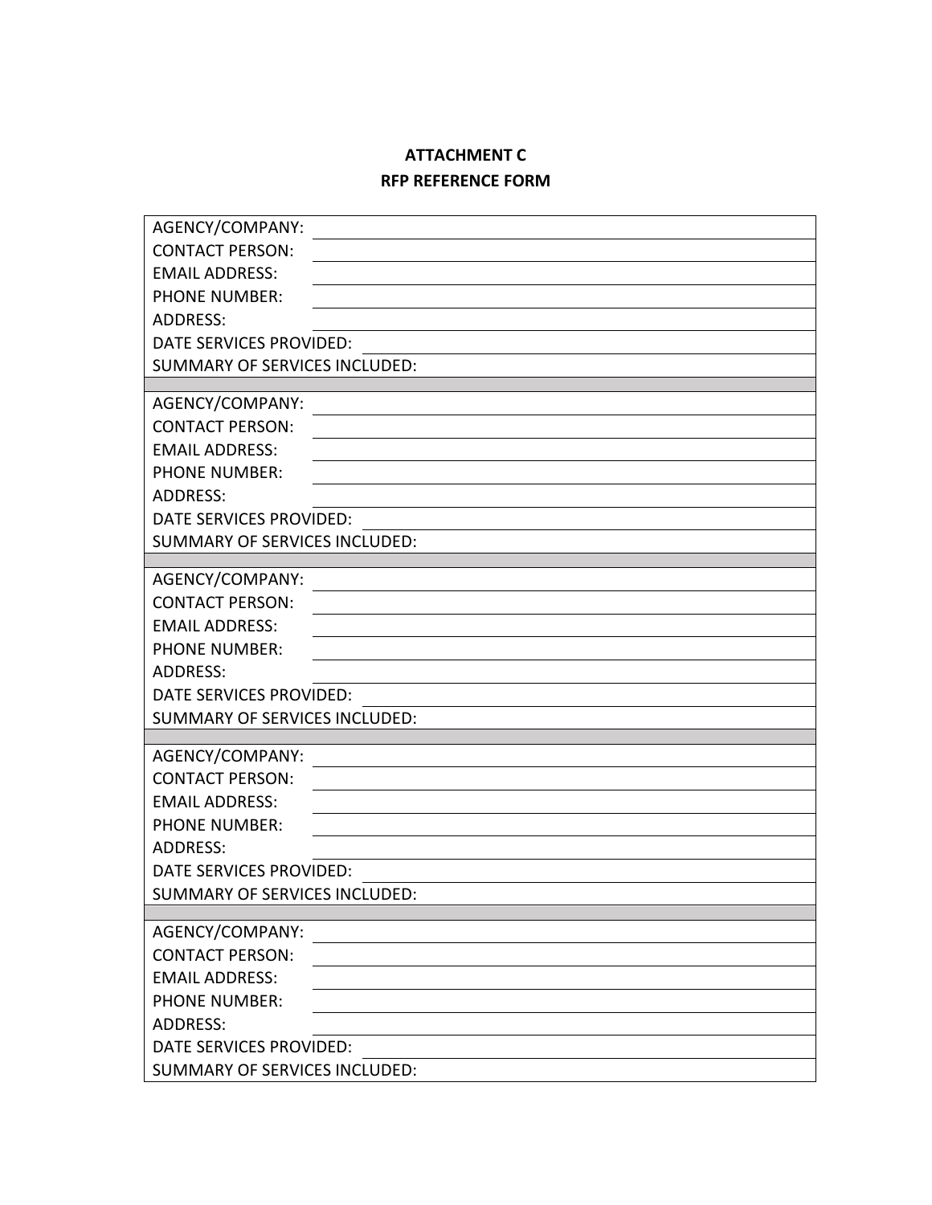# ATTACHMENT C
## RFP REFERENCE FORM

| | |
|---|---|
| AGENCY/COMPANY: | |
| CONTACT PERSON: | |
| EMAIL ADDRESS: | |
| PHONE NUMBER: | |
| ADDRESS: | |
| DATE SERVICES PROVIDED: | |
| SUMMARY OF SERVICES INCLUDED: | |
| | |
| AGENCY/COMPANY: | |
| CONTACT PERSON: | |
| EMAIL ADDRESS: | |
| PHONE NUMBER: | |
| ADDRESS: | |
| DATE SERVICES PROVIDED: | |
| SUMMARY OF SERVICES INCLUDED: | |
| | |
| AGENCY/COMPANY: | |
| CONTACT PERSON: | |
| EMAIL ADDRESS: | |
| PHONE NUMBER: | |
| ADDRESS: | |
| DATE SERVICES PROVIDED: | |
| SUMMARY OF SERVICES INCLUDED: | |
| | |
| AGENCY/COMPANY: | |
| CONTACT PERSON: | |
| EMAIL ADDRESS: | |
| PHONE NUMBER: | |
| ADDRESS: | |
| DATE SERVICES PROVIDED: | |
| SUMMARY OF SERVICES INCLUDED: | |
| | |
| AGENCY/COMPANY: | |
| CONTACT PERSON: | |
| EMAIL ADDRESS: | |
| PHONE NUMBER: | |
| ADDRESS: | |
| DATE SERVICES PROVIDED: | |
| SUMMARY OF SERVICES INCLUDED: | |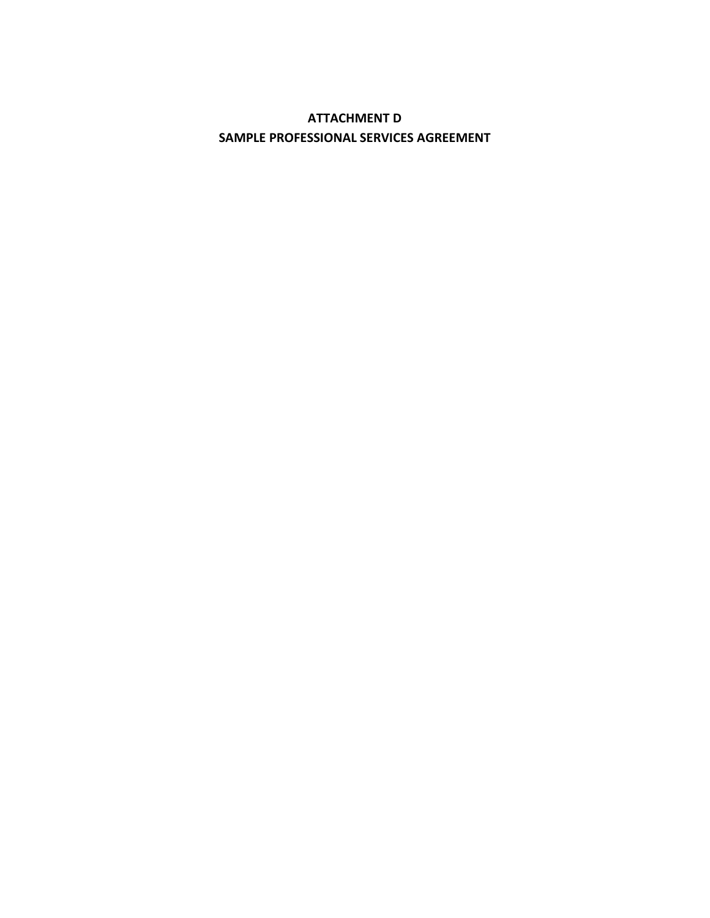## ATTACHMENT D

## SAMPLE PROFESSIONAL SERVICES AGREEMENT